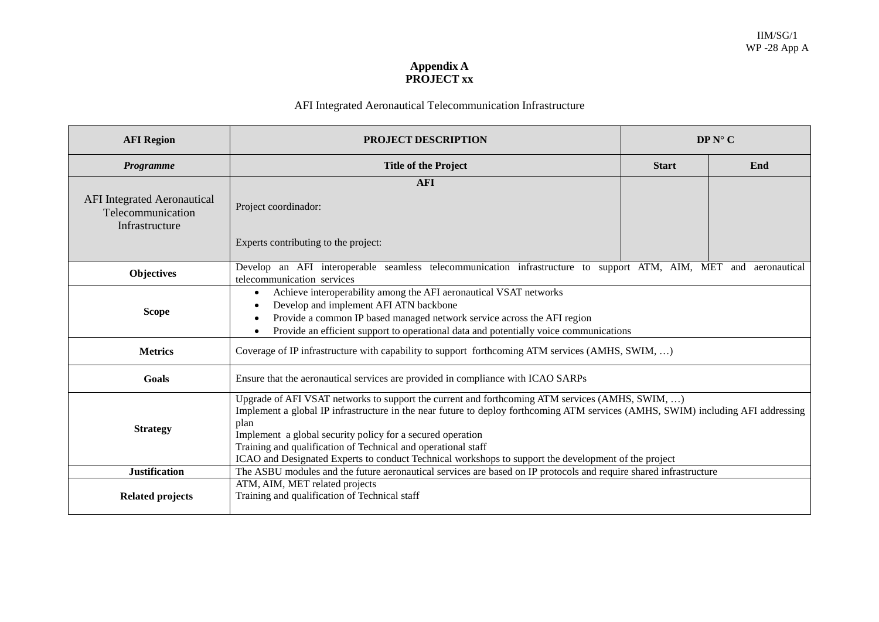IIM/SG/1
WP -28 App A

**Appendix A**
**PROJECT xx**

AFI Integrated Aeronautical Telecommunication Infrastructure

| **AFI Region** | **PROJECT DESCRIPTION** | **DP N° C** | |
|---|---|---|---|
| ***Programme*** | **Title of the Project** | **Start** | **End** |
| AFI Integrated Aeronautical Telecommunication Infrastructure | **AFI**<br><br>Project coordinador:<br><br>Experts contributing to the project: | | |
| **Objectives** | Develop an AFI interoperable seamless telecommunication infrastructure to support ATM, AIM, MET and aeronautical telecommunication services | | |
| **Scope** | • Achieve interoperability among the AFI aeronautical VSAT networks<br>• Develop and implement AFI ATN backbone<br>• Provide a common IP based managed network service across the AFI region<br>• Provide an efficient support to operational data and potentially voice communications | | |
| **Metrics** | Coverage of IP infrastructure with capability to support forthcoming ATM services (AMHS, SWIM, …) | | |
| **Goals** | Ensure that the aeronautical services are provided in compliance with ICAO SARPs | | |
| **Strategy** | Upgrade of AFI VSAT networks to support the current and forthcoming ATM services (AMHS, SWIM, …)<br>Implement a global IP infrastructure in the near future to deploy forthcoming ATM services (AMHS, SWIM) including AFI addressing plan<br>Implement a global security policy for a secured operation<br>Training and qualification of Technical and operational staff<br>ICAO and Designated Experts to conduct Technical workshops to support the development of the project | | |
| **Justification** | The ASBU modules and the future aeronautical services are based on IP protocols and require shared infrastructure | | |
| **Related projects** | ATM, AIM, MET related projects<br>Training and qualification of Technical staff | | |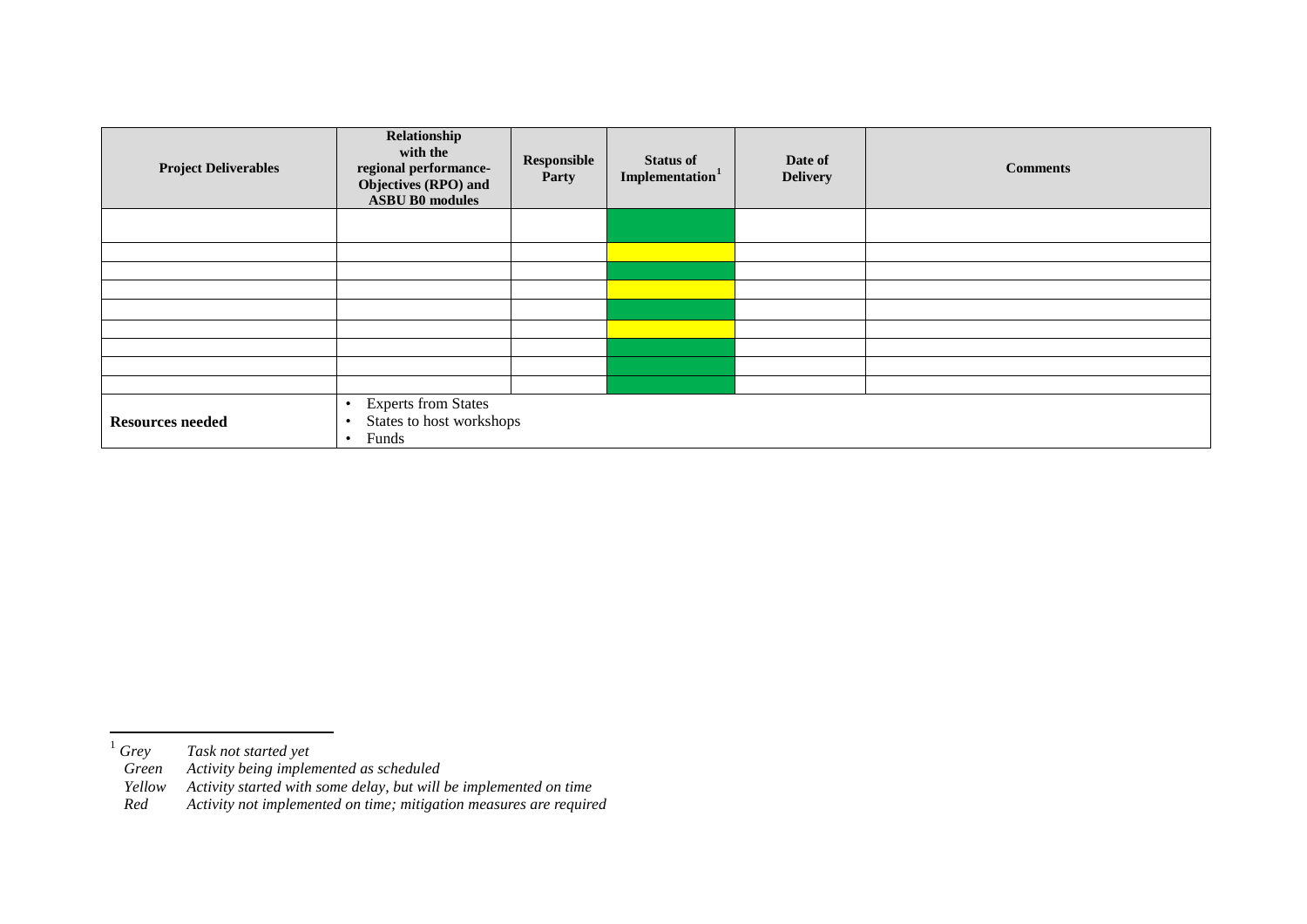| Project Deliverables | Relationship with the regional performance-Objectives (RPO) and ASBU B0 modules | Responsible Party | Status of Implementation[1] | Date of Delivery | Comments |
|---|---|---|---|---|---|
| | | | | | |
| | | | | | |
| | | | | | |
| | | | | | |
| | | | | | |
| | | | | | |
| | | | | | |
| | | | | | |
| | | | | | |
| **Resources needed** | • Experts from States<br>• States to host workshops<br>• Funds | | | | |

[1] *Grey* *Task not started yet*
*Green* *Activity being implemented as scheduled*
*Yellow* *Activity started with some delay, but will be implemented on time*
*Red* *Activity not implemented on time; mitigation measures are required*